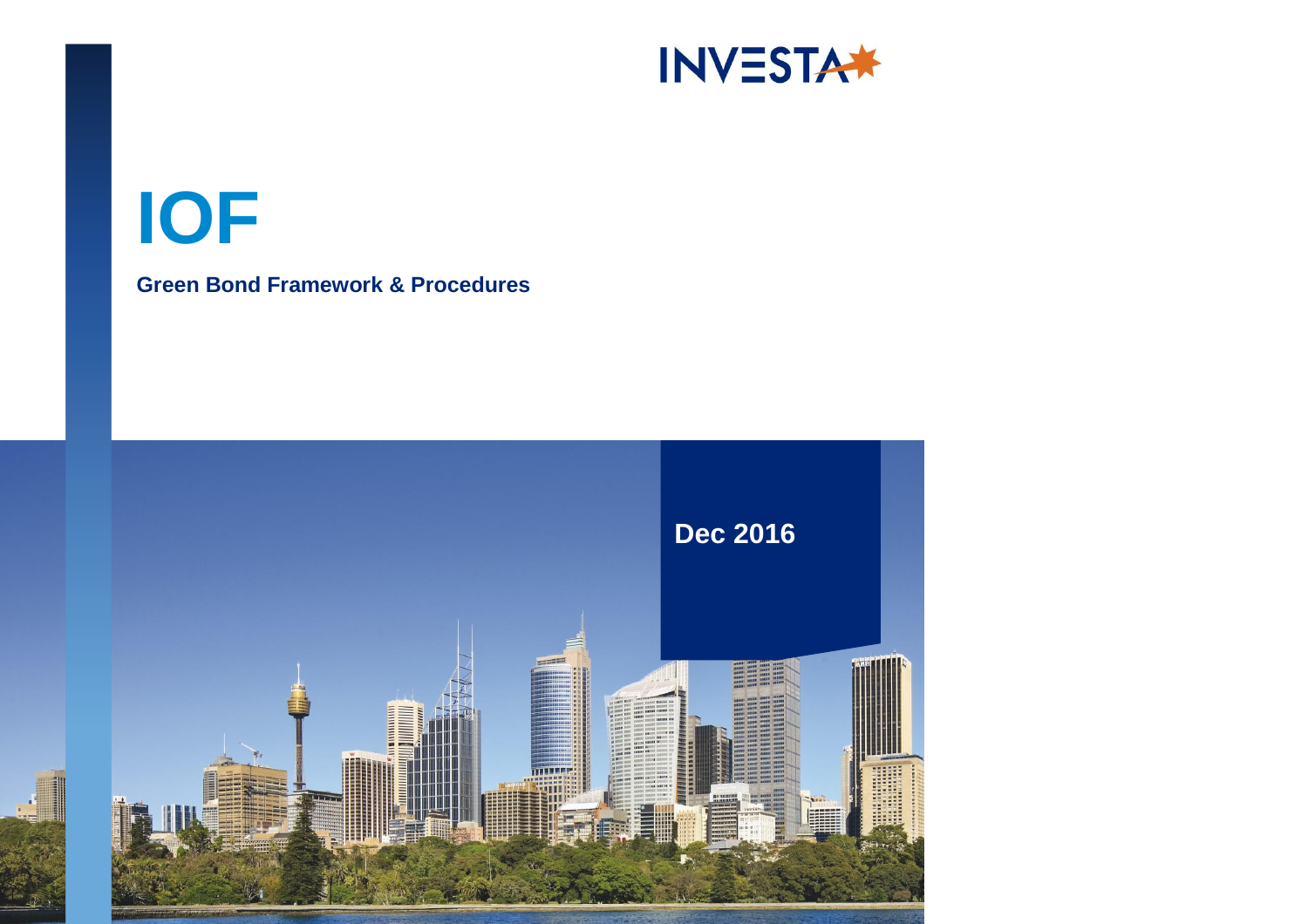INVESTA

# IOF

## Green Bond Framework & Procedures

Dec 2016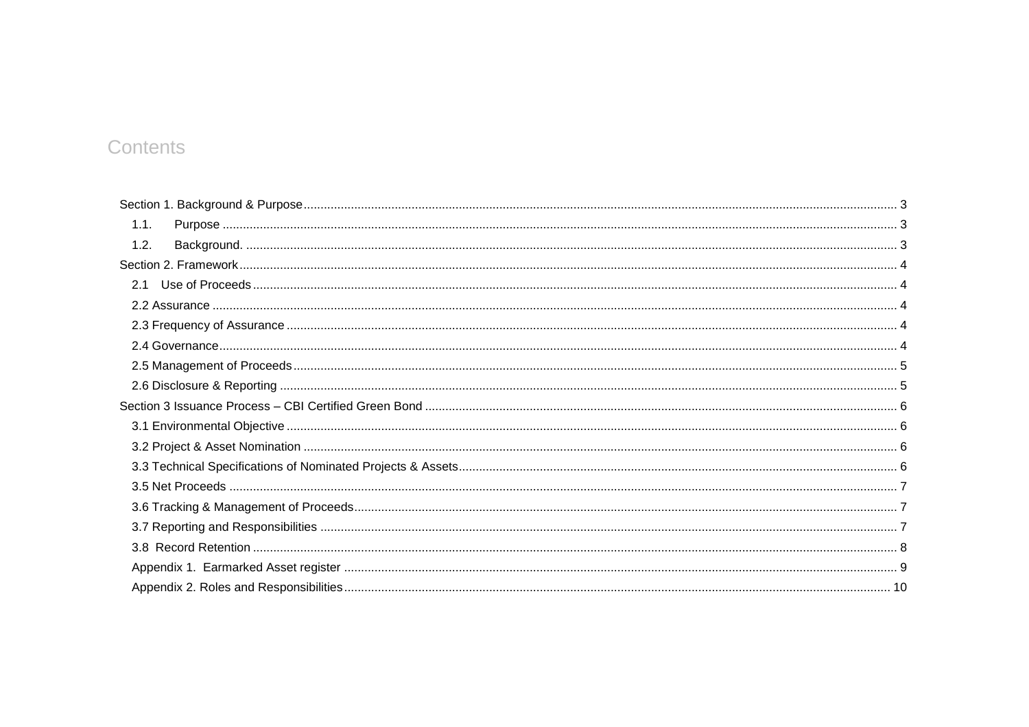# Contents

Section 1. Background & Purpose ........................................................................................................................................................................ 3

1.1. Purpose ............................................................................................................................................................................................. 3

1.2. Background. ..................................................................................................................................................................................... 3

Section 2. Framework ........................................................................................................................................................................................ 4

2.1 Use of Proceeds ................................................................................................................................................................................... 4

2.2 Assurance ............................................................................................................................................................................................ 4

2.3 Frequency of Assurance ..................................................................................................................................................................... 4

2.4 Governance ......................................................................................................................................................................................... 4

2.5 Management of Proceeds ................................................................................................................................................................... 5

2.6 Disclosure & Reporting ....................................................................................................................................................................... 5

Section 3 Issuance Process – CBI Certified Green Bond ................................................................................................................................. 6

3.1 Environmental Objective ...................................................................................................................................................................... 6

3.2 Project & Asset Nomination ................................................................................................................................................................. 6

3.3 Technical Specifications of Nominated Projects & Assets .................................................................................................................. 6

3.5 Net Proceeds ....................................................................................................................................................................................... 7

3.6 Tracking & Management of Proceeds .................................................................................................................................................. 7

3.7 Reporting and Responsibilities ............................................................................................................................................................ 7

3.8 Record Retention ................................................................................................................................................................................. 8

Appendix 1. Earmarked Asset register ..................................................................................................................................................... 9

Appendix 2. Roles and Responsibilities ..................................................................................................................................................... 10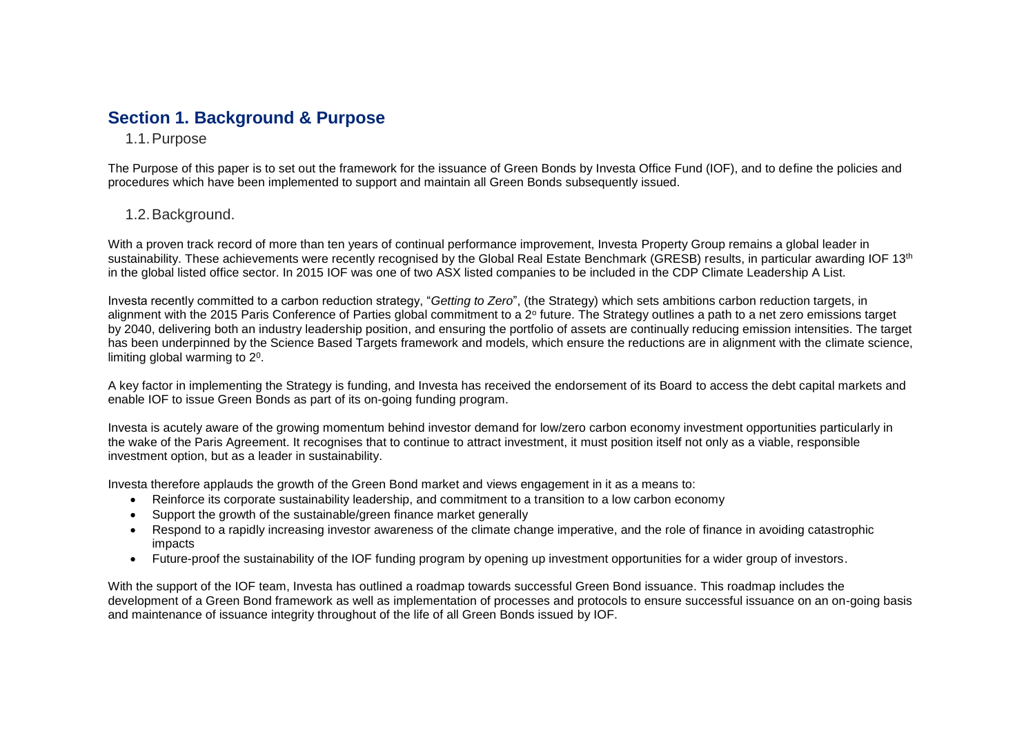## Section 1. Background & Purpose

### 1.1. Purpose

The Purpose of this paper is to set out the framework for the issuance of Green Bonds by Investa Office Fund (IOF), and to define the policies and procedures which have been implemented to support and maintain all Green Bonds subsequently issued.

### 1.2. Background.

With a proven track record of more than ten years of continual performance improvement, Investa Property Group remains a global leader in sustainability. These achievements were recently recognised by the Global Real Estate Benchmark (GRESB) results, in particular awarding IOF 13$^{th}$ in the global listed office sector. In 2015 IOF was one of two ASX listed companies to be included in the CDP Climate Leadership A List.

Investa recently committed to a carbon reduction strategy, "*Getting to Zero*", (the Strategy) which sets ambitions carbon reduction targets, in alignment with the 2015 Paris Conference of Parties global commitment to a 2$^{o}$ future. The Strategy outlines a path to a net zero emissions target by 2040, delivering both an industry leadership position, and ensuring the portfolio of assets are continually reducing emission intensities. The target has been underpinned by the Science Based Targets framework and models, which ensure the reductions are in alignment with the climate science, limiting global warming to 2$^{0}$.

A key factor in implementing the Strategy is funding, and Investa has received the endorsement of its Board to access the debt capital markets and enable IOF to issue Green Bonds as part of its on-going funding program.

Investa is acutely aware of the growing momentum behind investor demand for low/zero carbon economy investment opportunities particularly in the wake of the Paris Agreement. It recognises that to continue to attract investment, it must position itself not only as a viable, responsible investment option, but as a leader in sustainability.

Investa therefore applauds the growth of the Green Bond market and views engagement in it as a means to:

- Reinforce its corporate sustainability leadership, and commitment to a transition to a low carbon economy
- Support the growth of the sustainable/green finance market generally
- Respond to a rapidly increasing investor awareness of the climate change imperative, and the role of finance in avoiding catastrophic impacts
- Future-proof the sustainability of the IOF funding program by opening up investment opportunities for a wider group of investors.

With the support of the IOF team, Investa has outlined a roadmap towards successful Green Bond issuance. This roadmap includes the development of a Green Bond framework as well as implementation of processes and protocols to ensure successful issuance on an on-going basis and maintenance of issuance integrity throughout of the life of all Green Bonds issued by IOF.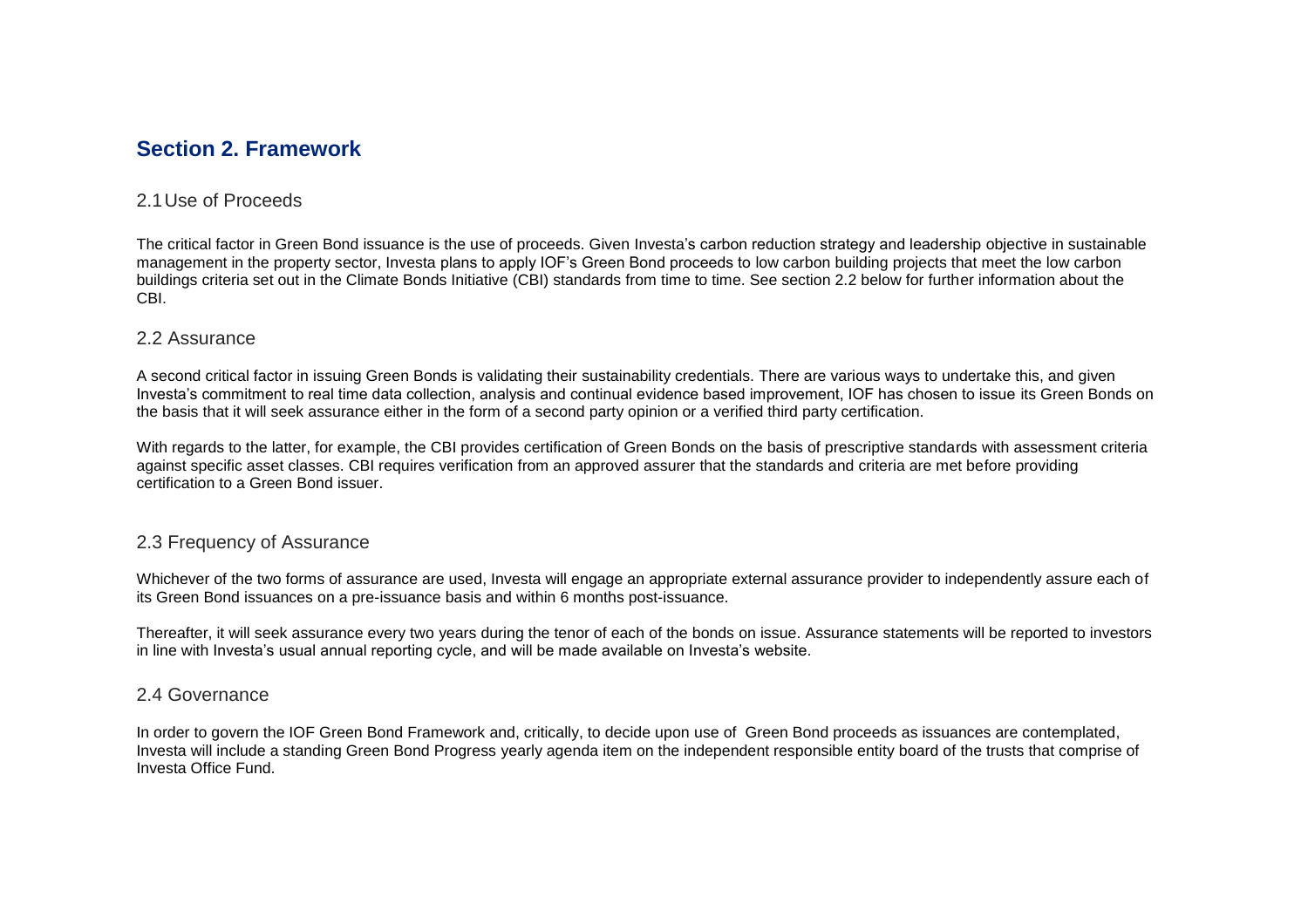# Section 2. Framework

## 2.1 Use of Proceeds

The critical factor in Green Bond issuance is the use of proceeds. Given Investa's carbon reduction strategy and leadership objective in sustainable management in the property sector, Investa plans to apply IOF's Green Bond proceeds to low carbon building projects that meet the low carbon buildings criteria set out in the Climate Bonds Initiative (CBI) standards from time to time. See section 2.2 below for further information about the CBI.

## 2.2 Assurance

A second critical factor in issuing Green Bonds is validating their sustainability credentials. There are various ways to undertake this, and given Investa's commitment to real time data collection, analysis and continual evidence based improvement, IOF has chosen to issue its Green Bonds on the basis that it will seek assurance either in the form of a second party opinion or a verified third party certification.

With regards to the latter, for example, the CBI provides certification of Green Bonds on the basis of prescriptive standards with assessment criteria against specific asset classes. CBI requires verification from an approved assurer that the standards and criteria are met before providing certification to a Green Bond issuer.

## 2.3 Frequency of Assurance

Whichever of the two forms of assurance are used, Investa will engage an appropriate external assurance provider to independently assure each of its Green Bond issuances on a pre-issuance basis and within 6 months post-issuance.

Thereafter, it will seek assurance every two years during the tenor of each of the bonds on issue. Assurance statements will be reported to investors in line with Investa's usual annual reporting cycle, and will be made available on Investa's website.

## 2.4 Governance

In order to govern the IOF Green Bond Framework and, critically, to decide upon use of Green Bond proceeds as issuances are contemplated, Investa will include a standing Green Bond Progress yearly agenda item on the independent responsible entity board of the trusts that comprise of Investa Office Fund.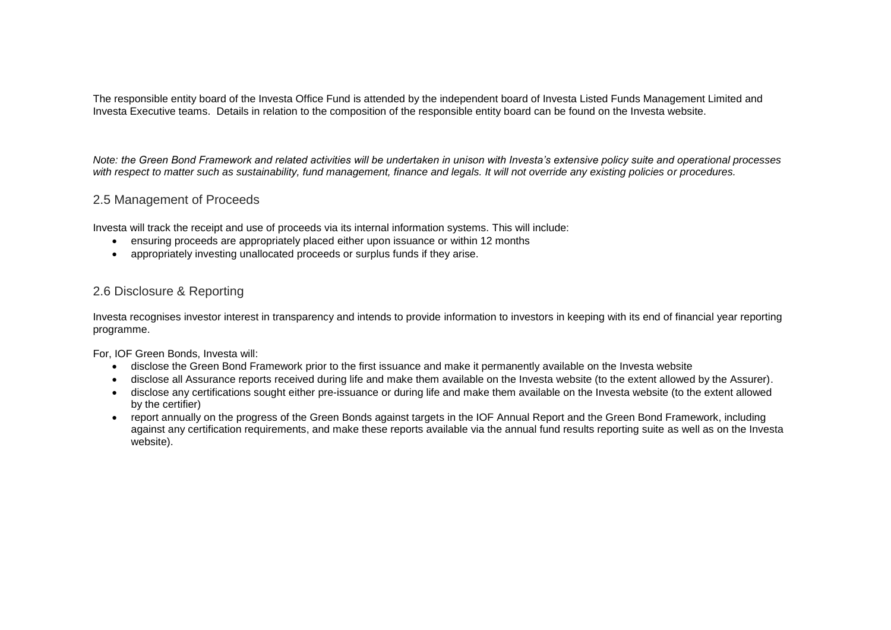The responsible entity board of the Investa Office Fund is attended by the independent board of Investa Listed Funds Management Limited and Investa Executive teams. Details in relation to the composition of the responsible entity board can be found on the Investa website.

*Note: the Green Bond Framework and related activities will be undertaken in unison with Investa's extensive policy suite and operational processes with respect to matter such as sustainability, fund management, finance and legals. It will not override any existing policies or procedures.*

## 2.5 Management of Proceeds

Investa will track the receipt and use of proceeds via its internal information systems. This will include:

- ensuring proceeds are appropriately placed either upon issuance or within 12 months
- appropriately investing unallocated proceeds or surplus funds if they arise.

## 2.6 Disclosure & Reporting

Investa recognises investor interest in transparency and intends to provide information to investors in keeping with its end of financial year reporting programme.

For, IOF Green Bonds, Investa will:

- disclose the Green Bond Framework prior to the first issuance and make it permanently available on the Investa website
- disclose all Assurance reports received during life and make them available on the Investa website (to the extent allowed by the Assurer).
- disclose any certifications sought either pre-issuance or during life and make them available on the Investa website (to the extent allowed by the certifier)
- report annually on the progress of the Green Bonds against targets in the IOF Annual Report and the Green Bond Framework, including against any certification requirements, and make these reports available via the annual fund results reporting suite as well as on the Investa website).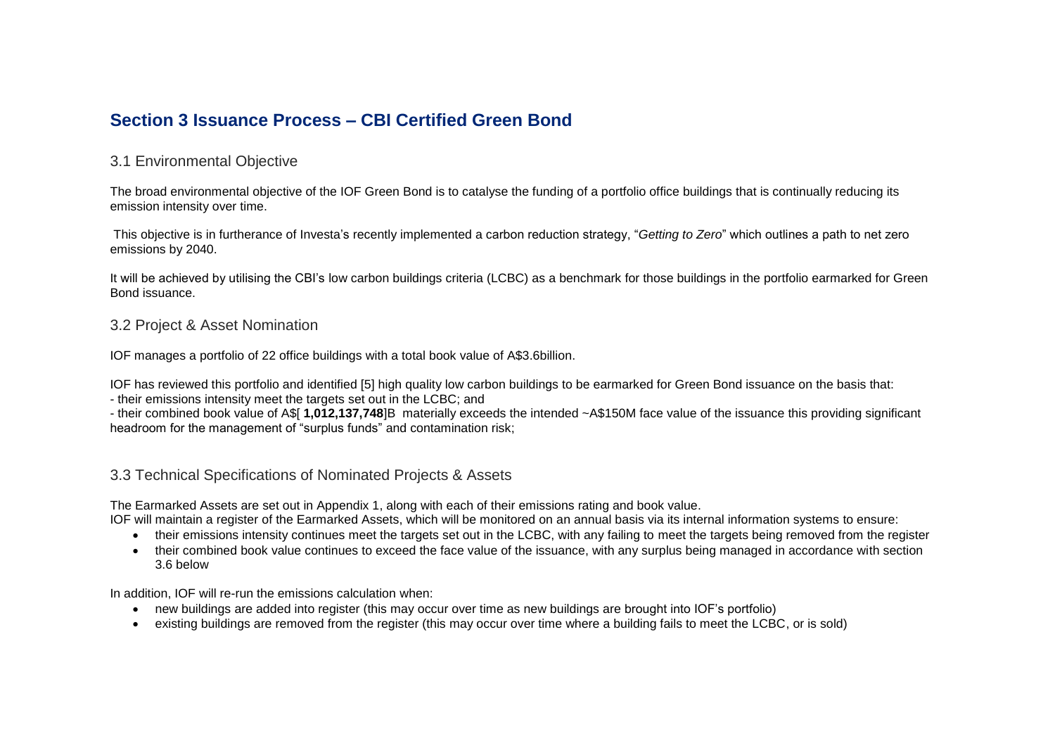## Section 3 Issuance Process – CBI Certified Green Bond

### 3.1 Environmental Objective

The broad environmental objective of the IOF Green Bond is to catalyse the funding of a portfolio office buildings that is continually reducing its emission intensity over time.

This objective is in furtherance of Investa's recently implemented a carbon reduction strategy, "*Getting to Zero*" which outlines a path to net zero emissions by 2040.

It will be achieved by utilising the CBI's low carbon buildings criteria (LCBC) as a benchmark for those buildings in the portfolio earmarked for Green Bond issuance.

### 3.2 Project & Asset Nomination

IOF manages a portfolio of 22 office buildings with a total book value of A$3.6billion.

IOF has reviewed this portfolio and identified [5] high quality low carbon buildings to be earmarked for Green Bond issuance on the basis that:
- their emissions intensity meet the targets set out in the LCBC; and
- their combined book value of A$[ **1,012,137,748**]B materially exceeds the intended ~A$150M face value of the issuance this providing significant headroom for the management of "surplus funds" and contamination risk;

### 3.3 Technical Specifications of Nominated Projects & Assets

The Earmarked Assets are set out in Appendix 1, along with each of their emissions rating and book value.
IOF will maintain a register of the Earmarked Assets, which will be monitored on an annual basis via its internal information systems to ensure:

- their emissions intensity continues meet the targets set out in the LCBC, with any failing to meet the targets being removed from the register
- their combined book value continues to exceed the face value of the issuance, with any surplus being managed in accordance with section 3.6 below

In addition, IOF will re-run the emissions calculation when:

- new buildings are added into register (this may occur over time as new buildings are brought into IOF's portfolio)
- existing buildings are removed from the register (this may occur over time where a building fails to meet the LCBC, or is sold)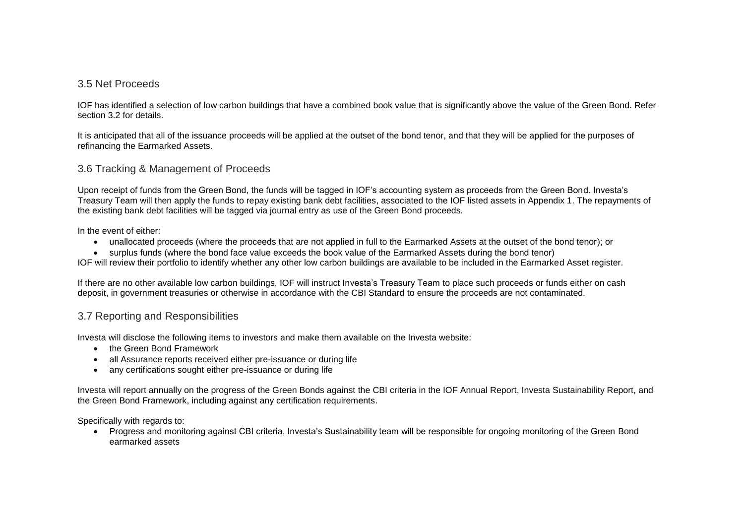## 3.5 Net Proceeds

IOF has identified a selection of low carbon buildings that have a combined book value that is significantly above the value of the Green Bond. Refer section 3.2 for details.

It is anticipated that all of the issuance proceeds will be applied at the outset of the bond tenor, and that they will be applied for the purposes of refinancing the Earmarked Assets.

## 3.6 Tracking & Management of Proceeds

Upon receipt of funds from the Green Bond, the funds will be tagged in IOF's accounting system as proceeds from the Green Bond. Investa's Treasury Team will then apply the funds to repay existing bank debt facilities, associated to the IOF listed assets in Appendix 1. The repayments of the existing bank debt facilities will be tagged via journal entry as use of the Green Bond proceeds.

In the event of either:

- unallocated proceeds (where the proceeds that are not applied in full to the Earmarked Assets at the outset of the bond tenor); or
- surplus funds (where the bond face value exceeds the book value of the Earmarked Assets during the bond tenor)

IOF will review their portfolio to identify whether any other low carbon buildings are available to be included in the Earmarked Asset register.

If there are no other available low carbon buildings, IOF will instruct Investa's Treasury Team to place such proceeds or funds either on cash deposit, in government treasuries or otherwise in accordance with the CBI Standard to ensure the proceeds are not contaminated.

## 3.7 Reporting and Responsibilities

Investa will disclose the following items to investors and make them available on the Investa website:

- the Green Bond Framework
- all Assurance reports received either pre-issuance or during life
- any certifications sought either pre-issuance or during life

Investa will report annually on the progress of the Green Bonds against the CBI criteria in the IOF Annual Report, Investa Sustainability Report, and the Green Bond Framework, including against any certification requirements.

Specifically with regards to:

- Progress and monitoring against CBI criteria, Investa's Sustainability team will be responsible for ongoing monitoring of the Green Bond earmarked assets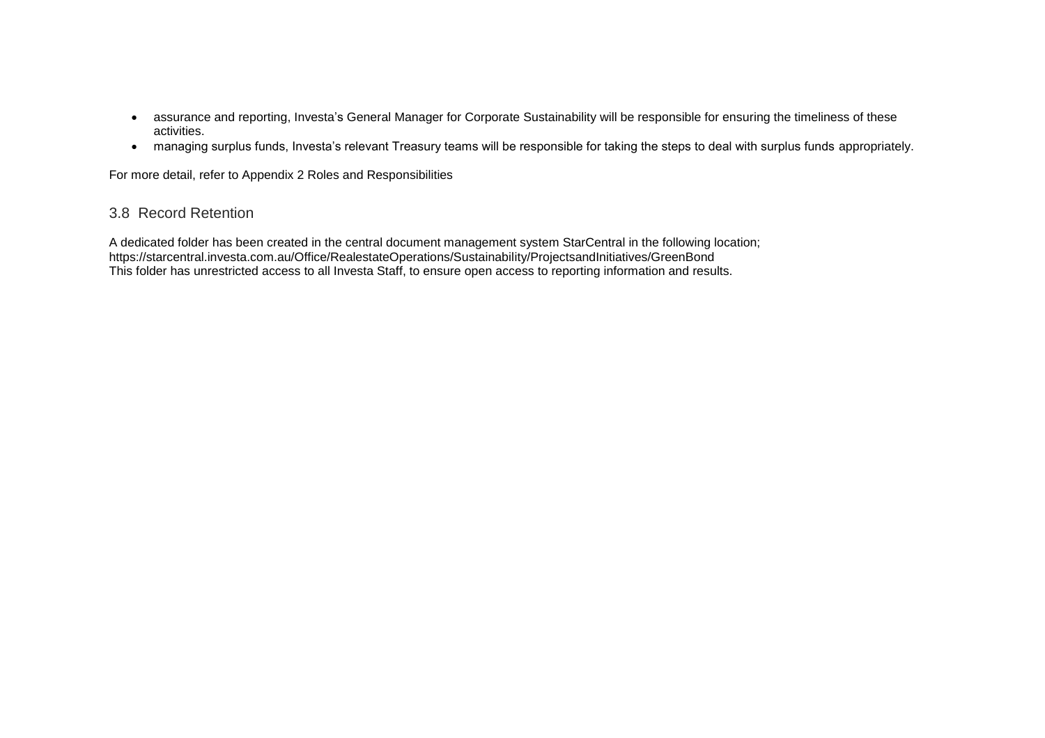- assurance and reporting, Investa's General Manager for Corporate Sustainability will be responsible for ensuring the timeliness of these activities.
- managing surplus funds, Investa's relevant Treasury teams will be responsible for taking the steps to deal with surplus funds appropriately.

For more detail, refer to Appendix 2 Roles and Responsibilities

## 3.8 Record Retention

A dedicated folder has been created in the central document management system StarCentral in the following location;
https://starcentral.investa.com.au/Office/RealestateOperations/Sustainability/ProjectsandInitiatives/GreenBond
This folder has unrestricted access to all Investa Staff, to ensure open access to reporting information and results.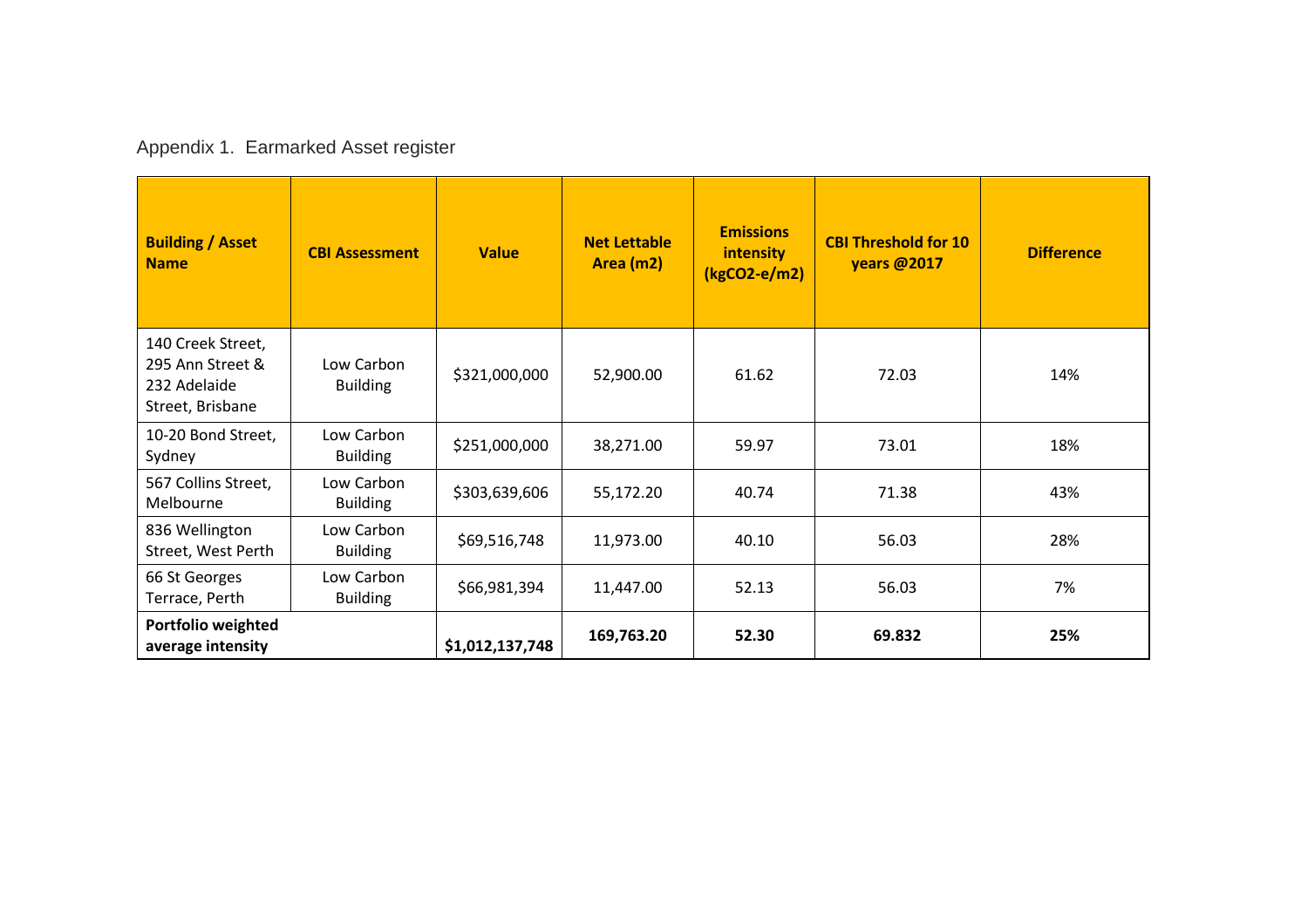Appendix 1. Earmarked Asset register

| **Building / Asset Name** | **CBI Assessment** | **Value** | **Net Lettable Area (m2)** | **Emissions intensity (kgCO2-e/m2)** | **CBI Threshold for 10 years @2017** | **Difference** |
|---|---|---|---|---|---|---|
| 140 Creek Street, 295 Ann Street & 232 Adelaide Street, Brisbane | Low Carbon Building | $321,000,000 | 52,900.00 | 61.62 | 72.03 | 14% |
| 10-20 Bond Street, Sydney | Low Carbon Building | $251,000,000 | 38,271.00 | 59.97 | 73.01 | 18% |
| 567 Collins Street, Melbourne | Low Carbon Building | $303,639,606 | 55,172.20 | 40.74 | 71.38 | 43% |
| 836 Wellington Street, West Perth | Low Carbon Building | $69,516,748 | 11,973.00 | 40.10 | 56.03 | 28% |
| 66 St Georges Terrace, Perth | Low Carbon Building | $66,981,394 | 11,447.00 | 52.13 | 56.03 | 7% |
| **Portfolio weighted average intensity** | | **$1,012,137,748** | **169,763.20** | **52.30** | **69.832** | **25%** |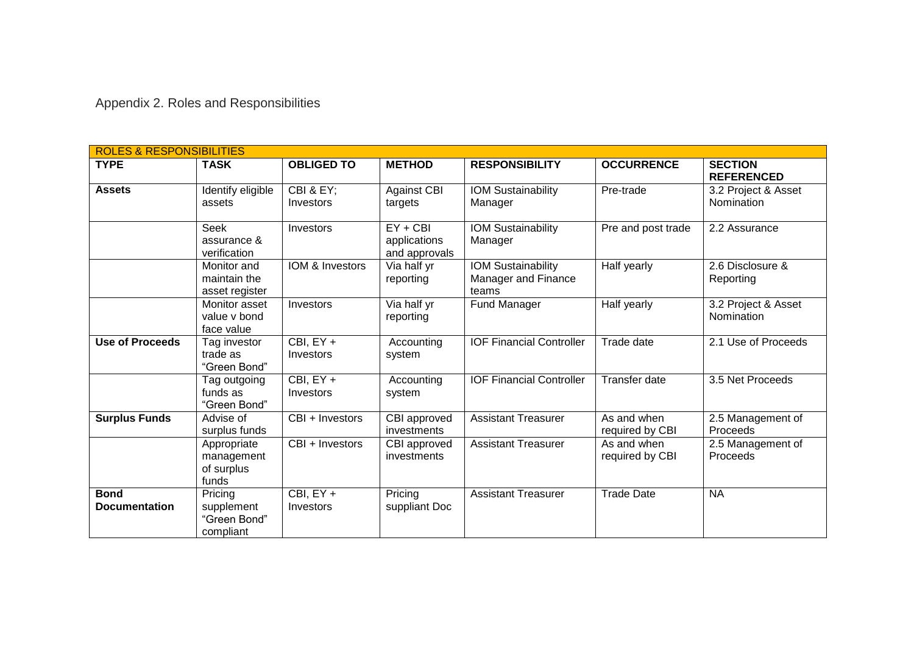Appendix 2. Roles and Responsibilities

| ROLES & RESPONSIBILITIES | | | | | | |
|---|---|---|---|---|---|---|
| **TYPE** | **TASK** | **OBLIGED TO** | **METHOD** | **RESPONSIBILITY** | **OCCURRENCE** | **SECTION REFERENCED** |
| **Assets** | Identify eligible assets | CBI & EY; Investors | Against CBI targets | IOM Sustainability Manager | Pre-trade | 3.2 Project & Asset Nomination |
| | Seek assurance & verification | Investors | EY + CBI applications and approvals | IOM Sustainability Manager | Pre and post trade | 2.2 Assurance |
| | Monitor and maintain the asset register | IOM & Investors | Via half yr reporting | IOM Sustainability Manager and Finance teams | Half yearly | 2.6 Disclosure & Reporting |
| | Monitor asset value v bond face value | Investors | Via half yr reporting | Fund Manager | Half yearly | 3.2 Project & Asset Nomination |
| **Use of Proceeds** | Tag investor trade as "Green Bond" | CBI, EY + Investors | Accounting system | IOF Financial Controller | Trade date | 2.1 Use of Proceeds |
| | Tag outgoing funds as "Green Bond" | CBI, EY + Investors | Accounting system | IOF Financial Controller | Transfer date | 3.5 Net Proceeds |
| **Surplus Funds** | Advise of surplus funds | CBI + Investors | CBI approved investments | Assistant Treasurer | As and when required by CBI | 2.5 Management of Proceeds |
| | Appropriate management of surplus funds | CBI + Investors | CBI approved investments | Assistant Treasurer | As and when required by CBI | 2.5 Management of Proceeds |
| **Bond Documentation** | Pricing supplement "Green Bond" compliant | CBI, EY + Investors | Pricing suppliant Doc | Assistant Treasurer | Trade Date | NA |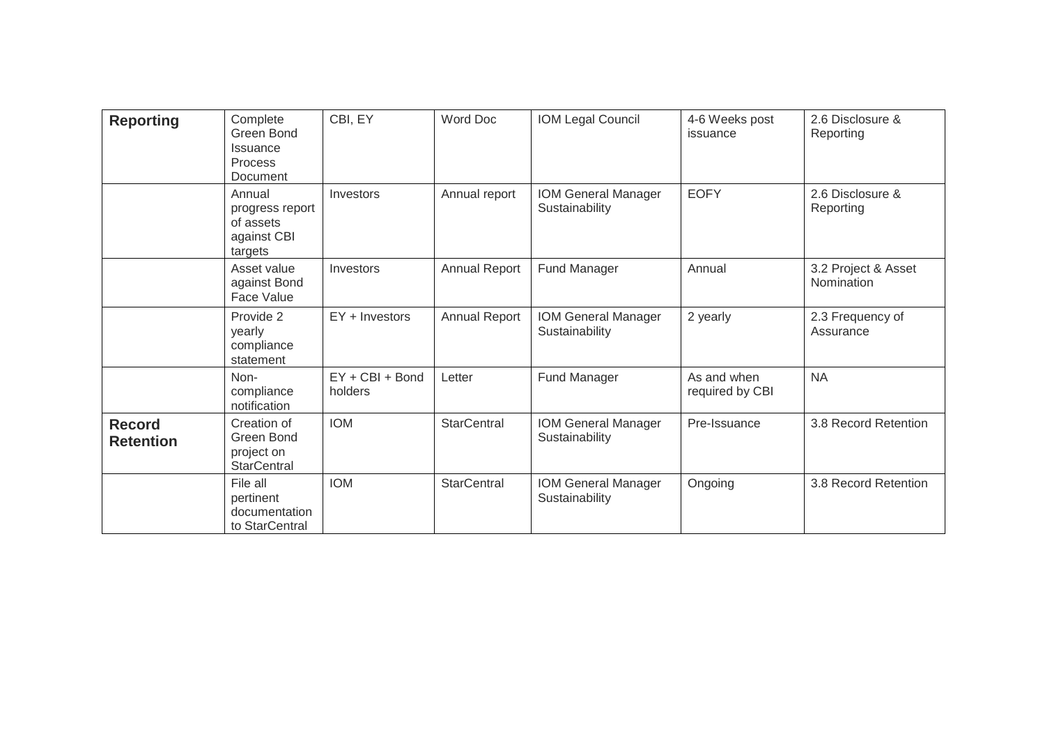| | | | | | | |
|---|---|---|---|---|---|---|
| **Reporting** | Complete Green Bond Issuance Process Document | CBI, EY | Word Doc | IOM Legal Council | 4-6 Weeks post issuance | 2.6 Disclosure & Reporting |
| | Annual progress report of assets against CBI targets | Investors | Annual report | IOM General Manager Sustainability | EOFY | 2.6 Disclosure & Reporting |
| | Asset value against Bond Face Value | Investors | Annual Report | Fund Manager | Annual | 3.2 Project & Asset Nomination |
| | Provide 2 yearly compliance statement | EY + Investors | Annual Report | IOM General Manager Sustainability | 2 yearly | 2.3 Frequency of Assurance |
| | Non-compliance notification | EY + CBI + Bond holders | Letter | Fund Manager | As and when required by CBI | NA |
| **Record Retention** | Creation of Green Bond project on StarCentral | IOM | StarCentral | IOM General Manager Sustainability | Pre-Issuance | 3.8 Record Retention |
| | File all pertinent documentation to StarCentral | IOM | StarCentral | IOM General Manager Sustainability | Ongoing | 3.8 Record Retention |